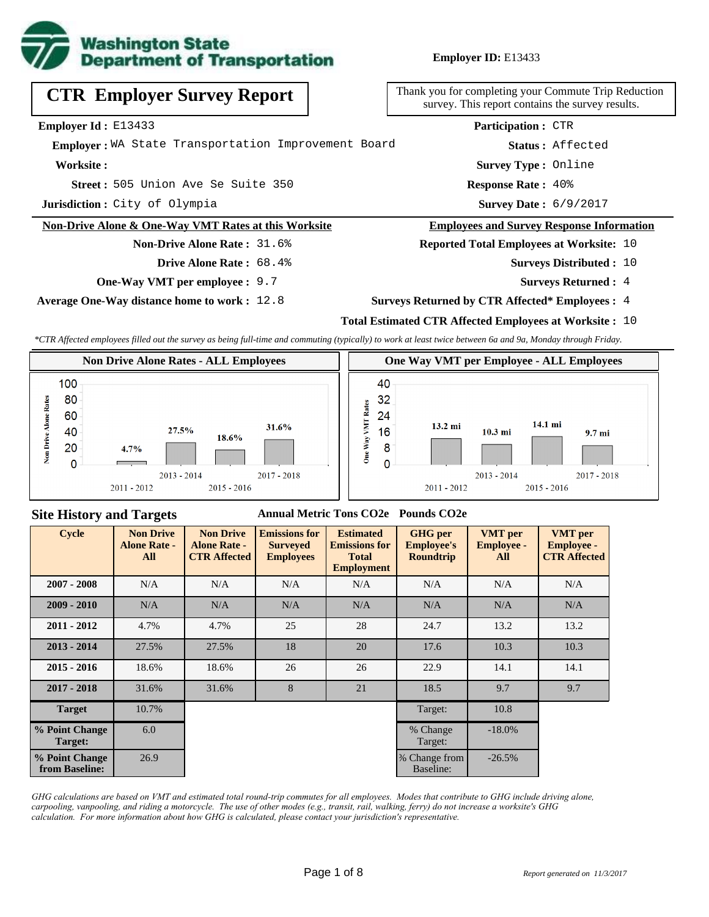Washington State Department of Transportation

**Employer ID:** E13433

# CTR Employer Survey Report

Thank you for completing your Commute Trip Reduction survey. This report contains the survey results.

**Employer Id :** E13433

**Employer :** WA State Transportation Improvement Board

**Worksite :**

**Street :** 505 Union Ave Se Suite 350

**Jurisdiction :** City of Olympia

**Participation :** CTR

**Status :** Affected

**Survey Type :** Online

**Response Rate :** 40%

**Survey Date :** 6/9/2017

## Non-Drive Alone & One-Way VMT Rates at this Worksite

**Non-Drive Alone Rate :** 31.6%

**Drive Alone Rate :** 68.4%

**One-Way VMT per employee :** 9.7

**Average One-Way distance home to work :** 12.8

## Employees and Survey Response Information

**Reported Total Employees at Worksite:** 10

**Surveys Distributed :** 10

**Surveys Returned :** 4

**Surveys Returned by CTR Affected\* Employees :** 4

**Total Estimated CTR Affected Employees at Worksite :** 10

*\*CTR Affected employees filled out the survey as being full-time and commuting (typically) to work at least twice between 6a and 9a, Monday through Friday.*

### Non Drive Alone Rates - ALL Employees

| Cycle | Non Drive Alone Rate |
|---|---|
| 2011 - 2012 | 4.7% |
| 2013 - 2014 | 27.5% |
| 2015 - 2016 | 18.6% |
| 2017 - 2018 | 31.6% |

### One Way VMT per Employee - ALL Employees

| Cycle | One Way VMT |
|---|---|
| 2011 - 2012 | 13.2 mi |
| 2013 - 2014 | 10.3 mi |
| 2015 - 2016 | 14.1 mi |
| 2017 - 2018 | 9.7 mi |

## Site History and Targets

| Cycle | Non Drive Alone Rate - All | Non Drive Alone Rate - CTR Affected | Emissions for Surveyed Employees (Annual Metric Tons CO2e) | Estimated Emissions for Total Employment (Annual Metric Tons CO2e) | GHG per Employee's Roundtrip (Pounds CO2e) | VMT per Employee - All | VMT per Employee - CTR Affected |
|---|---|---|---|---|---|---|---|
| 2007 - 2008 | N/A | N/A | N/A | N/A | N/A | N/A | N/A |
| 2009 - 2010 | N/A | N/A | N/A | N/A | N/A | N/A | N/A |
| 2011 - 2012 | 4.7% | 4.7% | 25 | 28 | 24.7 | 13.2 | 13.2 |
| 2013 - 2014 | 27.5% | 27.5% | 18 | 20 | 17.6 | 10.3 | 10.3 |
| 2015 - 2016 | 18.6% | 18.6% | 26 | 26 | 22.9 | 14.1 | 14.1 |
| 2017 - 2018 | 31.6% | 31.6% | 8 | 21 | 18.5 | 9.7 | 9.7 |
| Target | 10.7% | | | | Target: | 10.8 | |
| % Point Change Target: | 6.0 | | | | % Change Target: | -18.0% | |
| % Point Change from Baseline: | 26.9 | | | | % Change from Baseline: | -26.5% | |

*GHG calculations are based on VMT and estimated total round-trip commutes for all employees. Modes that contribute to GHG include driving alone, carpooling, vanpooling, and riding a motorcycle. The use of other modes (e.g., transit, rail, walking, ferry) do not increase a worksite's GHG calculation. For more information about how GHG is calculated, please contact your jurisdiction's representative.*

*Report generated on 11/3/2017*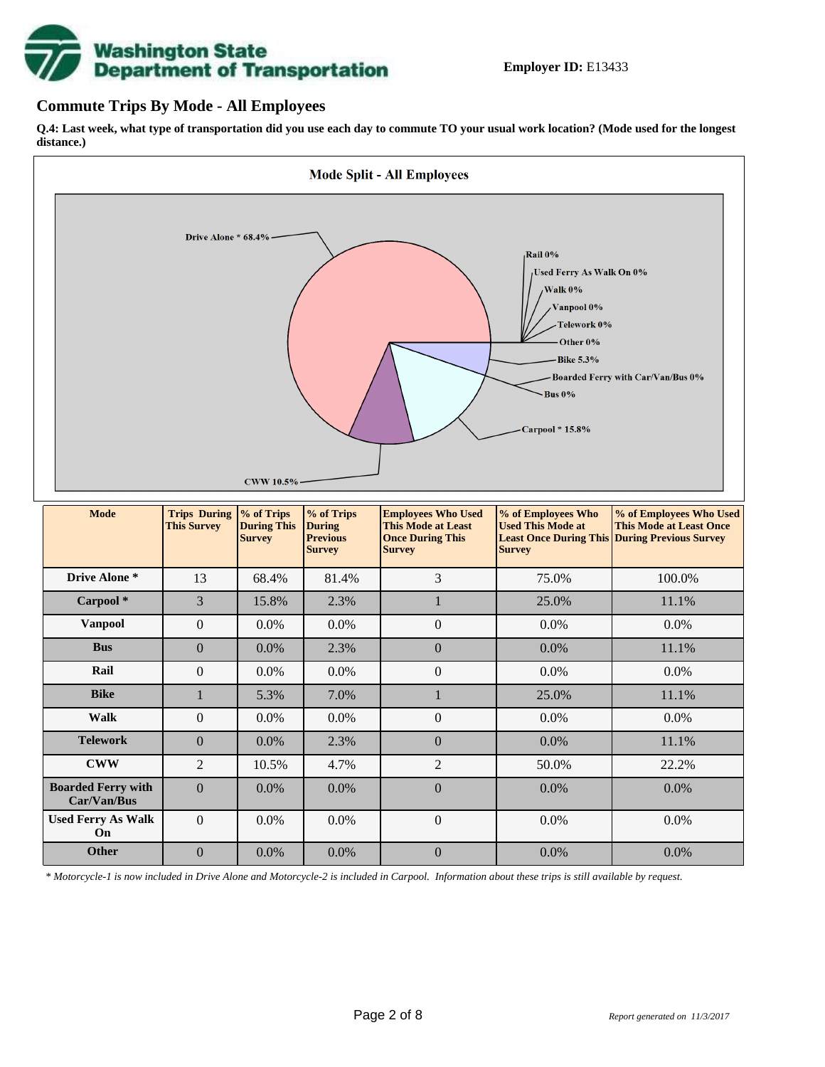**Employer ID:** E13433

## Commute Trips By Mode - All Employees

**Q.4: Last week, what type of transportation did you use each day to commute TO your usual work location? (Mode used for the longest distance.)**

**Mode Split - All Employees**

Drive Alone * 68.4%
Rail 0%
Used Ferry As Walk On 0%
Walk 0%
Vanpool 0%
Telework 0%
Other 0%
Bike 5.3%
Boarded Ferry with Car/Van/Bus 0%
Bus 0%
Carpool * 15.8%
CWW 10.5%

| Mode | Trips During This Survey | % of Trips During This Survey | % of Trips During Previous Survey | Employees Who Used This Mode at Least Once During This Survey | % of Employees Who Used This Mode at Least Once During This Survey | % of Employees Who Used This Mode at Least Once During Previous Survey |
|---|---|---|---|---|---|---|
| **Drive Alone *** | 13 | 68.4% | 81.4% | 3 | 75.0% | 100.0% |
| **Carpool *** | 3 | 15.8% | 2.3% | 1 | 25.0% | 11.1% |
| **Vanpool** | 0 | 0.0% | 0.0% | 0 | 0.0% | 0.0% |
| **Bus** | 0 | 0.0% | 2.3% | 0 | 0.0% | 11.1% |
| **Rail** | 0 | 0.0% | 0.0% | 0 | 0.0% | 0.0% |
| **Bike** | 1 | 5.3% | 7.0% | 1 | 25.0% | 11.1% |
| **Walk** | 0 | 0.0% | 0.0% | 0 | 0.0% | 0.0% |
| **Telework** | 0 | 0.0% | 2.3% | 0 | 0.0% | 11.1% |
| **CWW** | 2 | 10.5% | 4.7% | 2 | 50.0% | 22.2% |
| **Boarded Ferry with Car/Van/Bus** | 0 | 0.0% | 0.0% | 0 | 0.0% | 0.0% |
| **Used Ferry As Walk On** | 0 | 0.0% | 0.0% | 0 | 0.0% | 0.0% |
| **Other** | 0 | 0.0% | 0.0% | 0 | 0.0% | 0.0% |

*\* Motorcycle-1 is now included in Drive Alone and Motorcycle-2 is included in Carpool. Information about these trips is still available by request.*

*Report generated on 11/3/2017*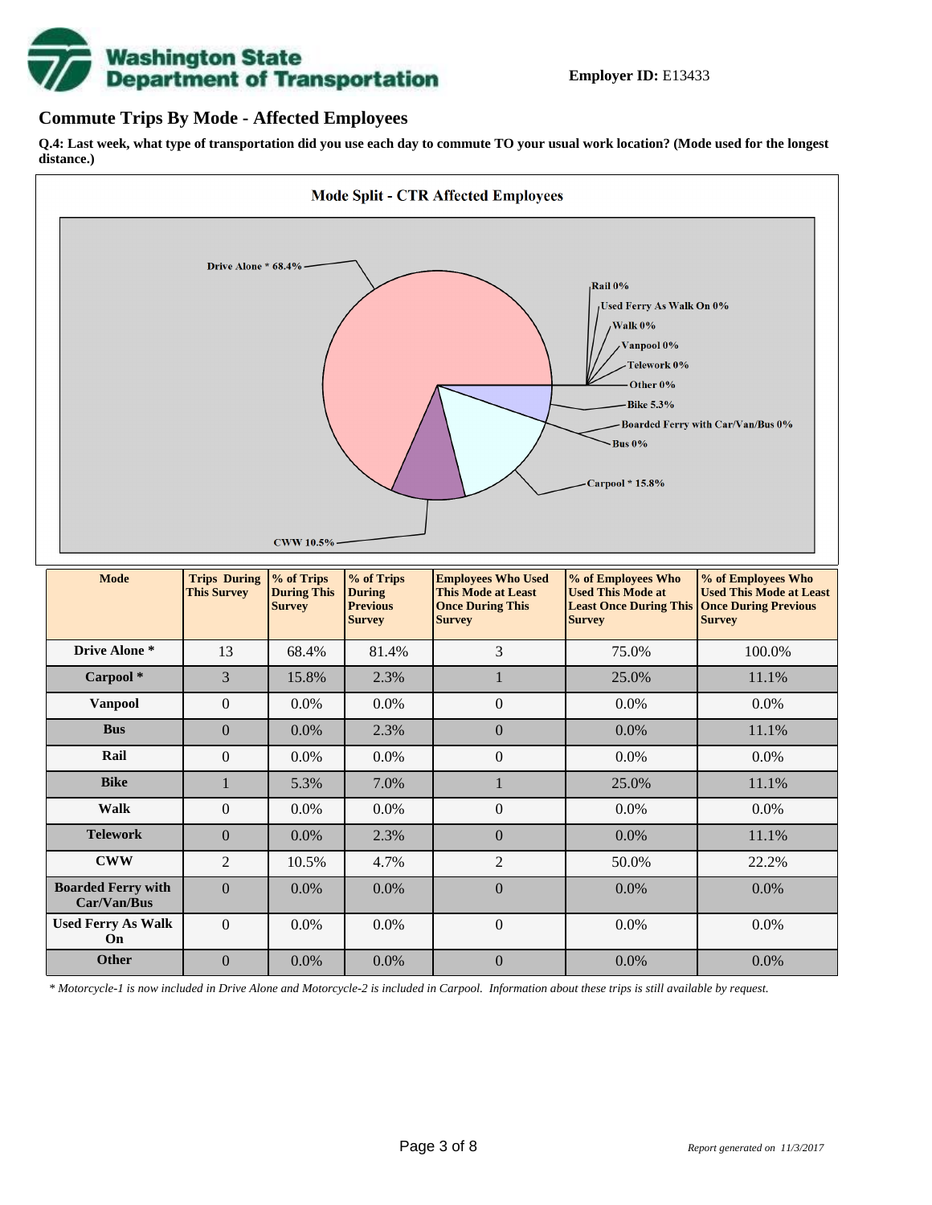**Employer ID:** E13433

## Commute Trips By Mode - Affected Employees

**Q.4: Last week, what type of transportation did you use each day to commute TO your usual work location? (Mode used for the longest distance.)**

**Mode Split - CTR Affected Employees**

Drive Alone * 68.4%
Rail 0%
Used Ferry As Walk On 0%
Walk 0%
Vanpool 0%
Telework 0%
Other 0%
Bike 5.3%
Boarded Ferry with Car/Van/Bus 0%
Bus 0%
Carpool * 15.8%
CWW 10.5%

| Mode | Trips During This Survey | % of Trips During This Survey | % of Trips During Previous Survey | Employees Who Used This Mode at Least Once During This Survey | % of Employees Who Used This Mode at Least Once During This Survey | % of Employees Who Used This Mode at Least Once During Previous Survey |
|---|---|---|---|---|---|---|
| **Drive Alone *** | 13 | 68.4% | 81.4% | 3 | 75.0% | 100.0% |
| **Carpool *** | 3 | 15.8% | 2.3% | 1 | 25.0% | 11.1% |
| **Vanpool** | 0 | 0.0% | 0.0% | 0 | 0.0% | 0.0% |
| **Bus** | 0 | 0.0% | 2.3% | 0 | 0.0% | 11.1% |
| **Rail** | 0 | 0.0% | 0.0% | 0 | 0.0% | 0.0% |
| **Bike** | 1 | 5.3% | 7.0% | 1 | 25.0% | 11.1% |
| **Walk** | 0 | 0.0% | 0.0% | 0 | 0.0% | 0.0% |
| **Telework** | 0 | 0.0% | 2.3% | 0 | 0.0% | 11.1% |
| **CWW** | 2 | 10.5% | 4.7% | 2 | 50.0% | 22.2% |
| **Boarded Ferry with Car/Van/Bus** | 0 | 0.0% | 0.0% | 0 | 0.0% | 0.0% |
| **Used Ferry As Walk On** | 0 | 0.0% | 0.0% | 0 | 0.0% | 0.0% |
| **Other** | 0 | 0.0% | 0.0% | 0 | 0.0% | 0.0% |

*\* Motorcycle-1 is now included in Drive Alone and Motorcycle-2 is included in Carpool. Information about these trips is still available by request.*

*Report generated on 11/3/2017*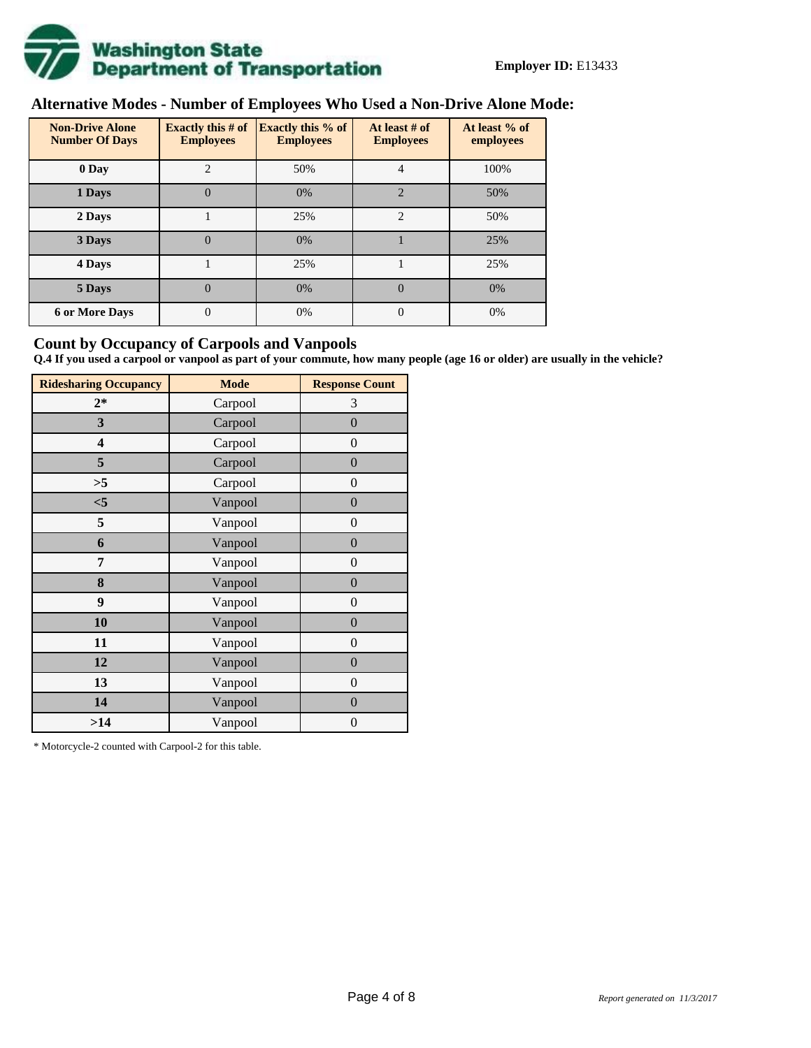**Employer ID:** E13433

## Alternative Modes - Number of Employees Who Used a Non-Drive Alone Mode:

| Non-Drive Alone Number Of Days | Exactly this # of Employees | Exactly this % of Employees | At least # of Employees | At least % of employees |
|---|---|---|---|---|
| 0 Day | 2 | 50% | 4 | 100% |
| 1 Days | 0 | 0% | 2 | 50% |
| 2 Days | 1 | 25% | 2 | 50% |
| 3 Days | 0 | 0% | 1 | 25% |
| 4 Days | 1 | 25% | 1 | 25% |
| 5 Days | 0 | 0% | 0 | 0% |
| 6 or More Days | 0 | 0% | 0 | 0% |

## Count by Occupancy of Carpools and Vanpools

**Q.4 If you used a carpool or vanpool as part of your commute, how many people (age 16 or older) are usually in the vehicle?**

| Ridesharing Occupancy | Mode | Response Count |
|---|---|---|
| 2* | Carpool | 3 |
| 3 | Carpool | 0 |
| 4 | Carpool | 0 |
| 5 | Carpool | 0 |
| >5 | Carpool | 0 |
| <5 | Vanpool | 0 |
| 5 | Vanpool | 0 |
| 6 | Vanpool | 0 |
| 7 | Vanpool | 0 |
| 8 | Vanpool | 0 |
| 9 | Vanpool | 0 |
| 10 | Vanpool | 0 |
| 11 | Vanpool | 0 |
| 12 | Vanpool | 0 |
| 13 | Vanpool | 0 |
| 14 | Vanpool | 0 |
| >14 | Vanpool | 0 |

* Motorcycle-2 counted with Carpool-2 for this table.

*Report generated on 11/3/2017*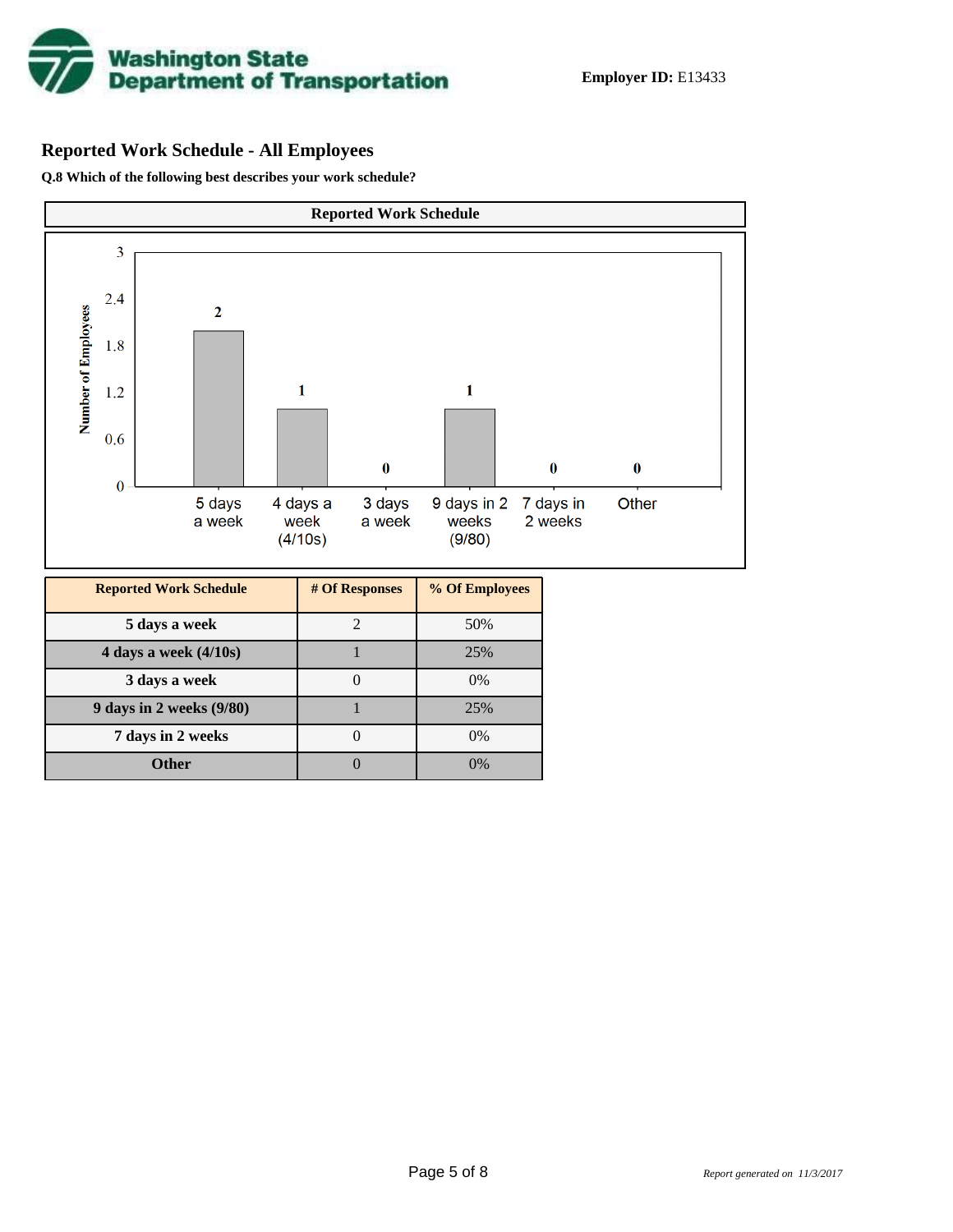**Employer ID:** E13433

## Reported Work Schedule - All Employees

**Q.8 Which of the following best describes your work schedule?**

**Reported Work Schedule**

| Reported Work Schedule | # Of Responses | % Of Employees |
|---|---|---|
| 5 days a week | 2 | 50% |
| 4 days a week (4/10s) | 1 | 25% |
| 3 days a week | 0 | 0% |
| 9 days in 2 weeks (9/80) | 1 | 25% |
| 7 days in 2 weeks | 0 | 0% |
| Other | 0 | 0% |

*Report generated on 11/3/2017*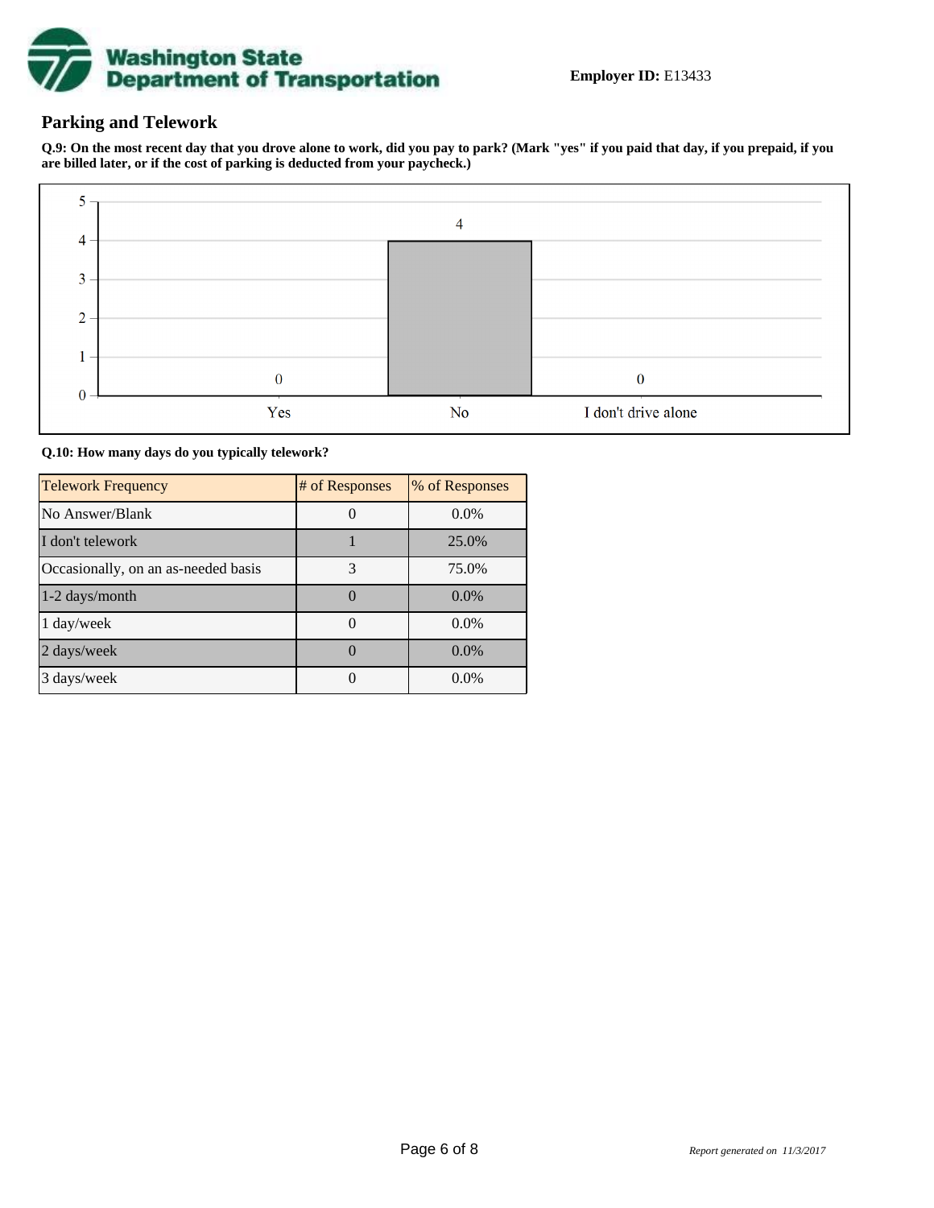**Employer ID:** E13433

## Parking and Telework

**Q.9: On the most recent day that you drove alone to work, did you pay to park? (Mark "yes" if you paid that day, if you prepaid, if you are billed later, or if the cost of parking is deducted from your paycheck.)**

| Response | Count |
|---|---|
| Yes | 0 |
| No | 4 |
| I don't drive alone | 0 |

**Q.10: How many days do you typically telework?**

| Telework Frequency | # of Responses | % of Responses |
|---|---|---|
| No Answer/Blank | 0 | 0.0% |
| I don't telework | 1 | 25.0% |
| Occasionally, on an as-needed basis | 3 | 75.0% |
| 1-2 days/month | 0 | 0.0% |
| 1 day/week | 0 | 0.0% |
| 2 days/week | 0 | 0.0% |
| 3 days/week | 0 | 0.0% |

*Report generated on 11/3/2017*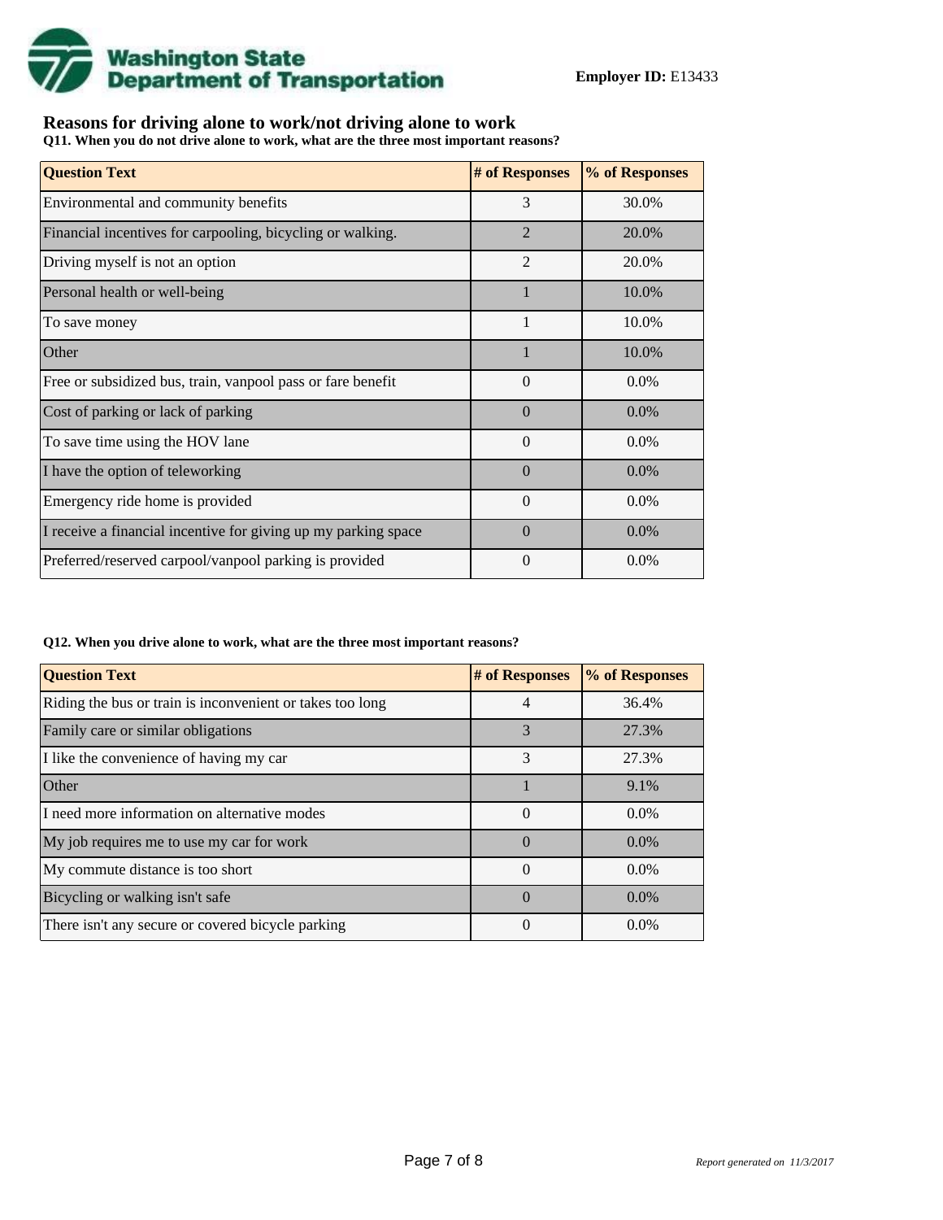Washington State Department of Transportation

**Employer ID:** E13433

## Reasons for driving alone to work/not driving alone to work

**Q11. When you do not drive alone to work, what are the three most important reasons?**

| Question Text | # of Responses | % of Responses |
|---|---|---|
| Environmental and community benefits | 3 | 30.0% |
| Financial incentives for carpooling, bicycling or walking. | 2 | 20.0% |
| Driving myself is not an option | 2 | 20.0% |
| Personal health or well-being | 1 | 10.0% |
| To save money | 1 | 10.0% |
| Other | 1 | 10.0% |
| Free or subsidized bus, train, vanpool pass or fare benefit | 0 | 0.0% |
| Cost of parking or lack of parking | 0 | 0.0% |
| To save time using the HOV lane | 0 | 0.0% |
| I have the option of teleworking | 0 | 0.0% |
| Emergency ride home is provided | 0 | 0.0% |
| I receive a financial incentive for giving up my parking space | 0 | 0.0% |
| Preferred/reserved carpool/vanpool parking is provided | 0 | 0.0% |

**Q12. When you drive alone to work, what are the three most important reasons?**

| Question Text | # of Responses | % of Responses |
|---|---|---|
| Riding the bus or train is inconvenient or takes too long | 4 | 36.4% |
| Family care or similar obligations | 3 | 27.3% |
| I like the convenience of having my car | 3 | 27.3% |
| Other | 1 | 9.1% |
| I need more information on alternative modes | 0 | 0.0% |
| My job requires me to use my car for work | 0 | 0.0% |
| My commute distance is too short | 0 | 0.0% |
| Bicycling or walking isn't safe | 0 | 0.0% |
| There isn't any secure or covered bicycle parking | 0 | 0.0% |

*Report generated on 11/3/2017*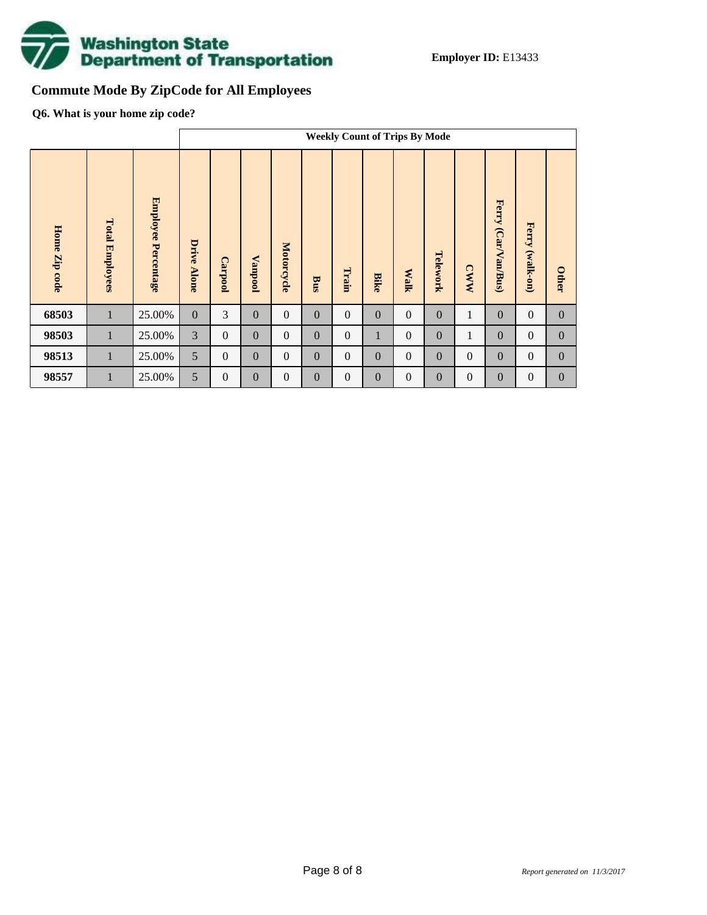**Employer ID:** E13433

## Commute Mode By ZipCode for All Employees

**Q6. What is your home zip code?**

| | | | Weekly Count of Trips By Mode | | | | | | | | | | | | | |
|---|---|---|---|---|---|---|---|---|---|---|---|---|---|---|---|---|
| **Home Zip code** | **Total Employees** | **Employee Percentage** | **Drive Alone** | **Carpool** | **Vanpool** | **Motorcycle** | **Bus** | **Train** | **Bike** | **Walk** | **Telework** | **CWW** | **Ferry (Car/Van/Bus)** | **Ferry (walk-on)** | **Other** |
| **68503** | 1 | 25.00% | 0 | 3 | 0 | 0 | 0 | 0 | 0 | 0 | 0 | 1 | 0 | 0 | 0 |
| **98503** | 1 | 25.00% | 3 | 0 | 0 | 0 | 0 | 0 | 1 | 0 | 0 | 1 | 0 | 0 | 0 |
| **98513** | 1 | 25.00% | 5 | 0 | 0 | 0 | 0 | 0 | 0 | 0 | 0 | 0 | 0 | 0 | 0 |
| **98557** | 1 | 25.00% | 5 | 0 | 0 | 0 | 0 | 0 | 0 | 0 | 0 | 0 | 0 | 0 | 0 |

*Report generated on 11/3/2017*